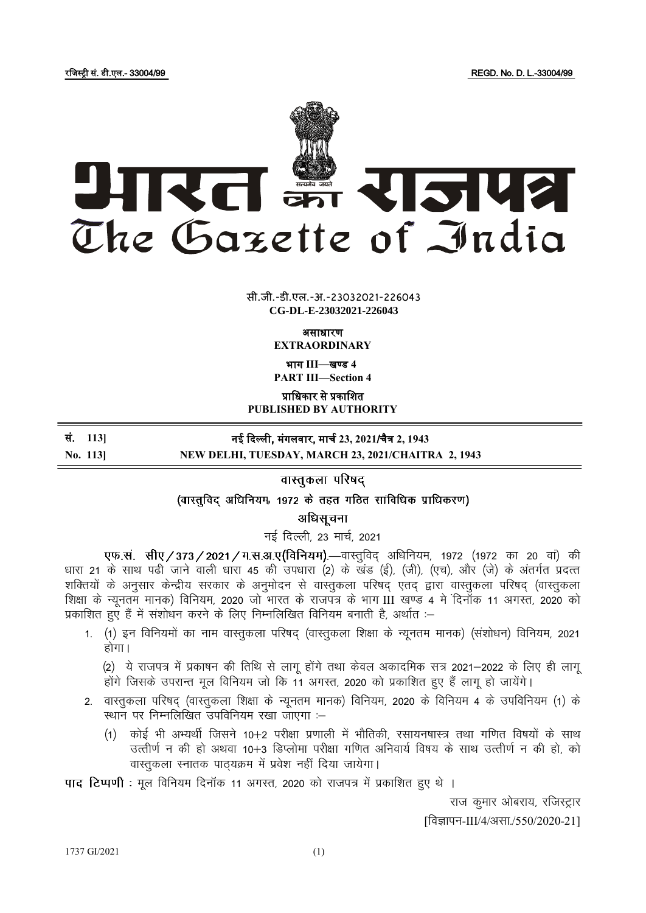रजिस्ट्री सं. डी.एल.- 33004/99 REGD. No. D. L.-33004/99

# भारत का राजपत्र
# The Gazette of India

सी.जी.-डी.एल.-अ.-23032021-226043
**CG-DL-E-23032021-226043**

**असाधारण**
**EXTRAORDINARY**

**भाग III—खण्ड 4**
**PART III—Section 4**

**प्राधिकार से प्रकाशित**
**PUBLISHED BY AUTHORITY**

**सं. 113] नई दिल्ली, मंगलवार, मार्च 23, 2021/चैत्र 2, 1943**
**No. 113] NEW DELHI, TUESDAY, MARCH 23, 2021/CHAITRA 2, 1943**

## वास्तुकला परिषद्

### (वास्तुविद् अधिनियम, 1972 के तहत गठित सांविधिक प्राधिकरण)

### अधिसूचना

नई दिल्ली, 23 मार्च, 2021

**एफ.सं. सीए/373/2021/म.स.अ.ए(विनियम).**—वास्तुविद् अधिनियम, 1972 (1972 का 20 वां) की धारा 21 के साथ पढ़ी जाने वाली धारा 45 की उपधारा (2) के खंड (ई), (जी), (एच), और (जे) के अंतर्गत प्रदत्त शक्तियों के अनुसार केन्द्रीय सरकार के अनुमोदन से वास्तुकला परिषद् एतद् द्वारा वास्तुकला परिषद् (वास्तुकला शिक्षा के न्यूनतम मानक) विनियम, 2020 जो भारत के राजपत्र के भाग III खण्ड 4 में दिनॉक 11 अगस्त, 2020 को प्रकाशित हुए हैं में संशोधन करने के लिए निम्नलिखित विनियम बनाती है, अर्थात :–

1. (1) इन विनियमों का नाम वास्तुकला परिषद् (वास्तुकला शिक्षा के न्यूनतम मानक) (संशोधन) विनियम, 2021 होगा।

   (2) ये राजपत्र में प्रकाषन की तिथि से लागू होंगे तथा केवल अकादमिक सत्र 2021–2022 के लिए ही लागू होंगे जिसके उपरान्त मूल विनियम जो कि 11 अगस्त, 2020 को प्रकाशित हुए हैं लागू हो जायेंगे।

2. वास्तुकला परिषद् (वास्तुकला शिक्षा के न्यूनतम मानक) विनियम, 2020 के विनियम 4 के उपविनियम (1) के स्थान पर निम्नलिखित उपविनियम रखा जाएगा :–

   (1) कोई भी अभ्यर्थी जिसने 10+2 परीक्षा प्रणाली में भौतिकी, रसायनषास्त्र तथा गणित विषयों के साथ उत्तीर्ण न की हो अथवा 10+3 डिप्लोमा परीक्षा गणित अनिवार्य विषय के साथ उत्तीर्ण न की हो, को वास्तुकला स्नातक पाठ्यक्रम में प्रवेश नहीं दिया जायेगा।

**पाद टिप्पणी** : मूल विनियम दिनॉक 11 अगस्त, 2020 को राजपत्र में प्रकाशित हुए थे ।

राज कुमार ओबराय, रजिस्ट्रार

[विज्ञापन-III/4/असा./550/2020-21]

1737 GI/2021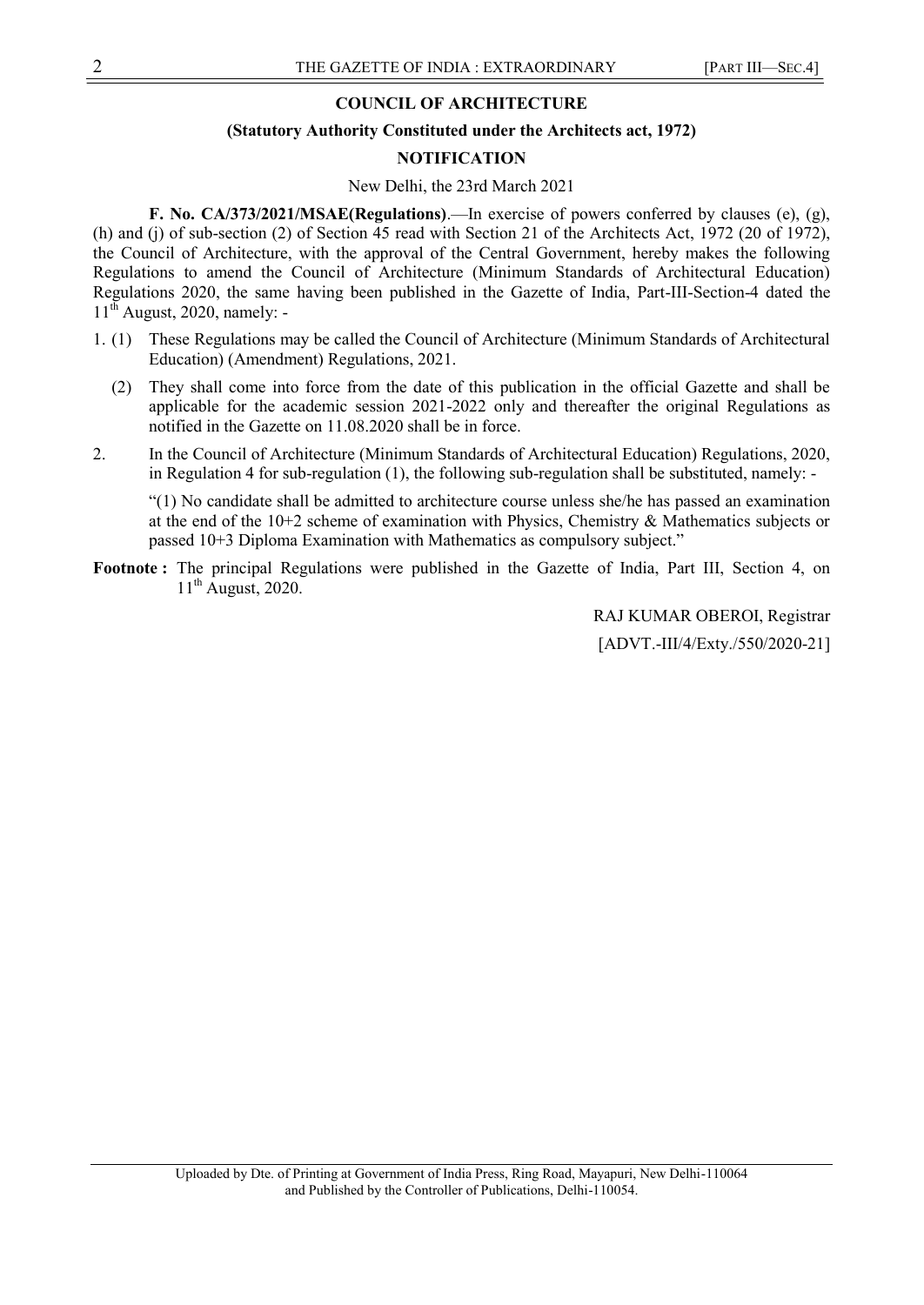**COUNCIL OF ARCHITECTURE**

**(Statutory Authority Constituted under the Architects act, 1972)**

**NOTIFICATION**

New Delhi, the 23rd March 2021

**F. No. CA/373/2021/MSAE(Regulations)**.—In exercise of powers conferred by clauses (e), (g), (h) and (j) of sub-section (2) of Section 45 read with Section 21 of the Architects Act, 1972 (20 of 1972), the Council of Architecture, with the approval of the Central Government, hereby makes the following Regulations to amend the Council of Architecture (Minimum Standards of Architectural Education) Regulations 2020, the same having been published in the Gazette of India, Part-III-Section-4 dated the 11th August, 2020, namely: -

1. (1) These Regulations may be called the Council of Architecture (Minimum Standards of Architectural Education) (Amendment) Regulations, 2021.

   (2) They shall come into force from the date of this publication in the official Gazette and shall be applicable for the academic session 2021-2022 only and thereafter the original Regulations as notified in the Gazette on 11.08.2020 shall be in force.

2. In the Council of Architecture (Minimum Standards of Architectural Education) Regulations, 2020, in Regulation 4 for sub-regulation (1), the following sub-regulation shall be substituted, namely: -

   "(1) No candidate shall be admitted to architecture course unless she/he has passed an examination at the end of the 10+2 scheme of examination with Physics, Chemistry & Mathematics subjects or passed 10+3 Diploma Examination with Mathematics as compulsory subject."

**Footnote :** The principal Regulations were published in the Gazette of India, Part III, Section 4, on 11th August, 2020.

RAJ KUMAR OBEROI, Registrar

[ADVT.-III/4/Exty./550/2020-21]

Uploaded by Dte. of Printing at Government of India Press, Ring Road, Mayapuri, New Delhi-110064 and Published by the Controller of Publications, Delhi-110054.